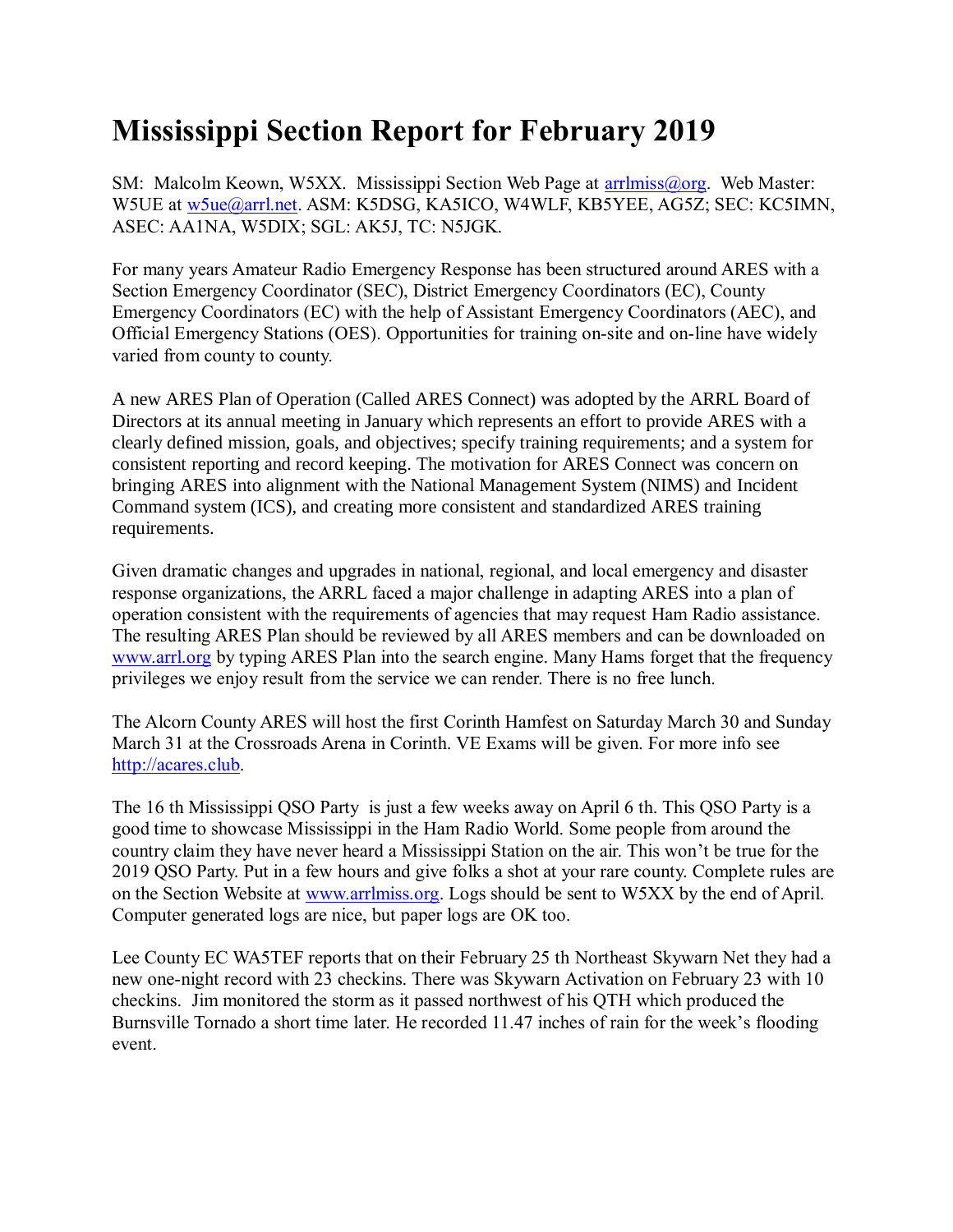# Mississippi Section Report for February 2019

SM: Malcolm Keown, W5XX. Mississippi Section Web Page at arrlmiss@org. Web Master: W5UE at w5ue@arrl.net. ASM: K5DSG, KA5ICO, W4WLF, KB5YEE, AG5Z; SEC: KC5IMN, ASEC: AA1NA, W5DIX; SGL: AK5J, TC: N5JGK.

For many years Amateur Radio Emergency Response has been structured around ARES with a Section Emergency Coordinator (SEC), District Emergency Coordinators (EC), County Emergency Coordinators (EC) with the help of Assistant Emergency Coordinators (AEC), and Official Emergency Stations (OES). Opportunities for training on-site and on-line have widely varied from county to county.

A new ARES Plan of Operation (Called ARES Connect) was adopted by the ARRL Board of Directors at its annual meeting in January which represents an effort to provide ARES with a clearly defined mission, goals, and objectives; specify training requirements; and a system for consistent reporting and record keeping. The motivation for ARES Connect was concern on bringing ARES into alignment with the National Management System (NIMS) and Incident Command system (ICS), and creating more consistent and standardized ARES training requirements.

Given dramatic changes and upgrades in national, regional, and local emergency and disaster response organizations, the ARRL faced a major challenge in adapting ARES into a plan of operation consistent with the requirements of agencies that may request Ham Radio assistance. The resulting ARES Plan should be reviewed by all ARES members and can be downloaded on www.arrl.org by typing ARES Plan into the search engine. Many Hams forget that the frequency privileges we enjoy result from the service we can render. There is no free lunch.

The Alcorn County ARES will host the first Corinth Hamfest on Saturday March 30 and Sunday March 31 at the Crossroads Arena in Corinth. VE Exams will be given. For more info see http://acares.club.

The 16 th Mississippi QSO Party is just a few weeks away on April 6 th. This QSO Party is a good time to showcase Mississippi in the Ham Radio World. Some people from around the country claim they have never heard a Mississippi Station on the air. This won't be true for the 2019 QSO Party. Put in a few hours and give folks a shot at your rare county. Complete rules are on the Section Website at www.arrlmiss.org. Logs should be sent to W5XX by the end of April. Computer generated logs are nice, but paper logs are OK too.

Lee County EC WA5TEF reports that on their February 25 th Northeast Skywarn Net they had a new one-night record with 23 checkins. There was Skywarn Activation on February 23 with 10 checkins. Jim monitored the storm as it passed northwest of his QTH which produced the Burnsville Tornado a short time later. He recorded 11.47 inches of rain for the week's flooding event.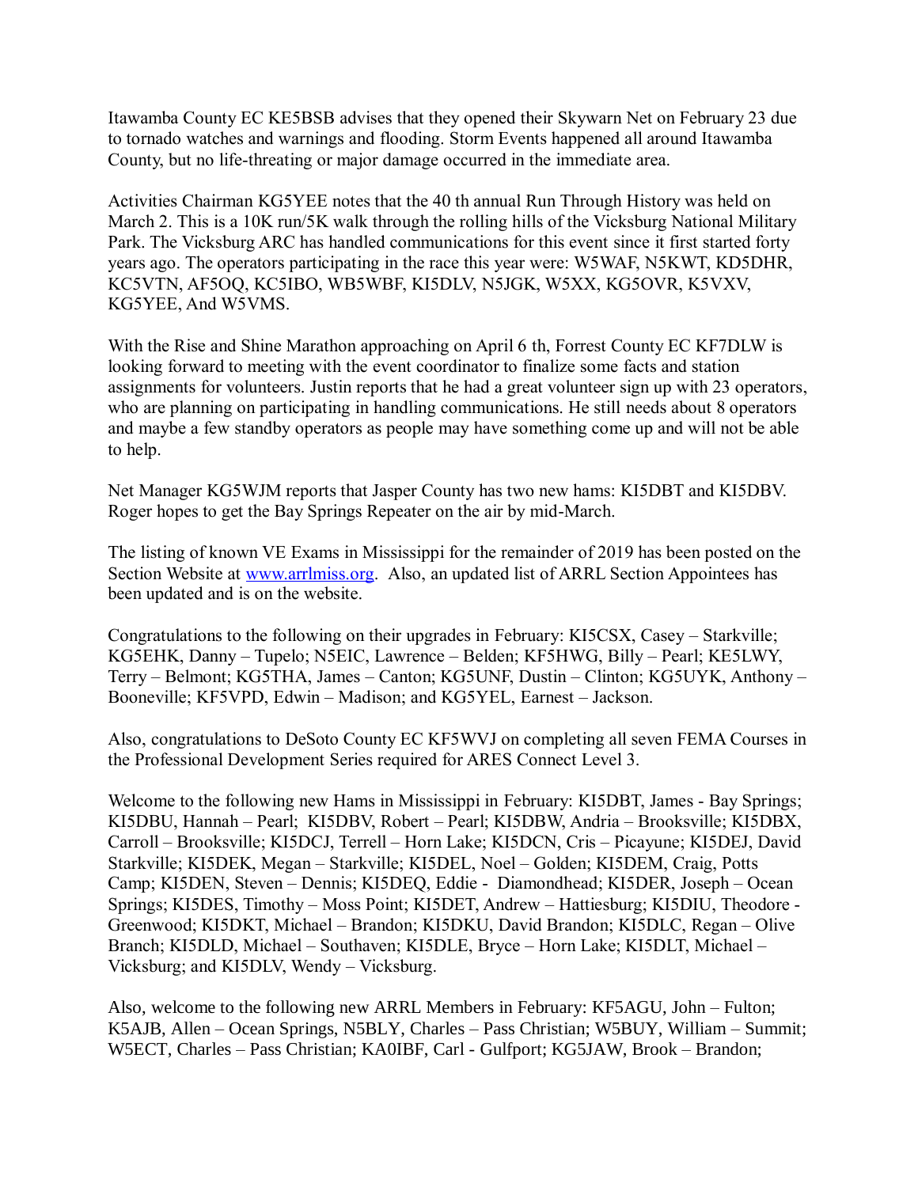Itawamba County EC KE5BSB advises that they opened their Skywarn Net on February 23 due to tornado watches and warnings and flooding. Storm Events happened all around Itawamba County, but no life-threating or major damage occurred in the immediate area.

Activities Chairman KG5YEE notes that the 40 th annual Run Through History was held on March 2. This is a 10K run/5K walk through the rolling hills of the Vicksburg National Military Park. The Vicksburg ARC has handled communications for this event since it first started forty years ago. The operators participating in the race this year were: W5WAF, N5KWT, KD5DHR, KC5VTN, AF5OQ, KC5IBO, WB5WBF, KI5DLV, N5JGK, W5XX, KG5OVR, K5VXV, KG5YEE, And W5VMS.

With the Rise and Shine Marathon approaching on April 6 th, Forrest County EC KF7DLW is looking forward to meeting with the event coordinator to finalize some facts and station assignments for volunteers. Justin reports that he had a great volunteer sign up with 23 operators, who are planning on participating in handling communications. He still needs about 8 operators and maybe a few standby operators as people may have something come up and will not be able to help.

Net Manager KG5WJM reports that Jasper County has two new hams: KI5DBT and KI5DBV. Roger hopes to get the Bay Springs Repeater on the air by mid-March.

The listing of known VE Exams in Mississippi for the remainder of 2019 has been posted on the Section Website at [www.arrlmiss.org](http://www.arrlmiss.org). Also, an updated list of ARRL Section Appointees has been updated and is on the website.

Congratulations to the following on their upgrades in February: KI5CSX, Casey – Starkville; KG5EHK, Danny – Tupelo; N5EIC, Lawrence – Belden; KF5HWG, Billy – Pearl; KE5LWY, Terry – Belmont; KG5THA, James – Canton; KG5UNF, Dustin – Clinton; KG5UYK, Anthony – Booneville; KF5VPD, Edwin – Madison; and KG5YEL, Earnest – Jackson.

Also, congratulations to DeSoto County EC KF5WVJ on completing all seven FEMA Courses in the Professional Development Series required for ARES Connect Level 3.

Welcome to the following new Hams in Mississippi in February: KI5DBT, James - Bay Springs; KI5DBU, Hannah – Pearl; KI5DBV, Robert – Pearl; KI5DBW, Andria – Brooksville; KI5DBX, Carroll – Brooksville; KI5DCJ, Terrell – Horn Lake; KI5DCN, Cris – Picayune; KI5DEJ, David Starkville; KI5DEK, Megan – Starkville; KI5DEL, Noel – Golden; KI5DEM, Craig, Potts Camp; KI5DEN, Steven – Dennis; KI5DEQ, Eddie - Diamondhead; KI5DER, Joseph – Ocean Springs; KI5DES, Timothy – Moss Point; KI5DET, Andrew – Hattiesburg; KI5DIU, Theodore - Greenwood; KI5DKT, Michael – Brandon; KI5DKU, David Brandon; KI5DLC, Regan – Olive Branch; KI5DLD, Michael – Southaven; KI5DLE, Bryce – Horn Lake; KI5DLT, Michael – Vicksburg; and KI5DLV, Wendy – Vicksburg.

Also, welcome to the following new ARRL Members in February: KF5AGU, John – Fulton; K5AJB, Allen – Ocean Springs, N5BLY, Charles – Pass Christian; W5BUY, William – Summit; W5ECT, Charles – Pass Christian; KA0IBF, Carl - Gulfport; KG5JAW, Brook – Brandon;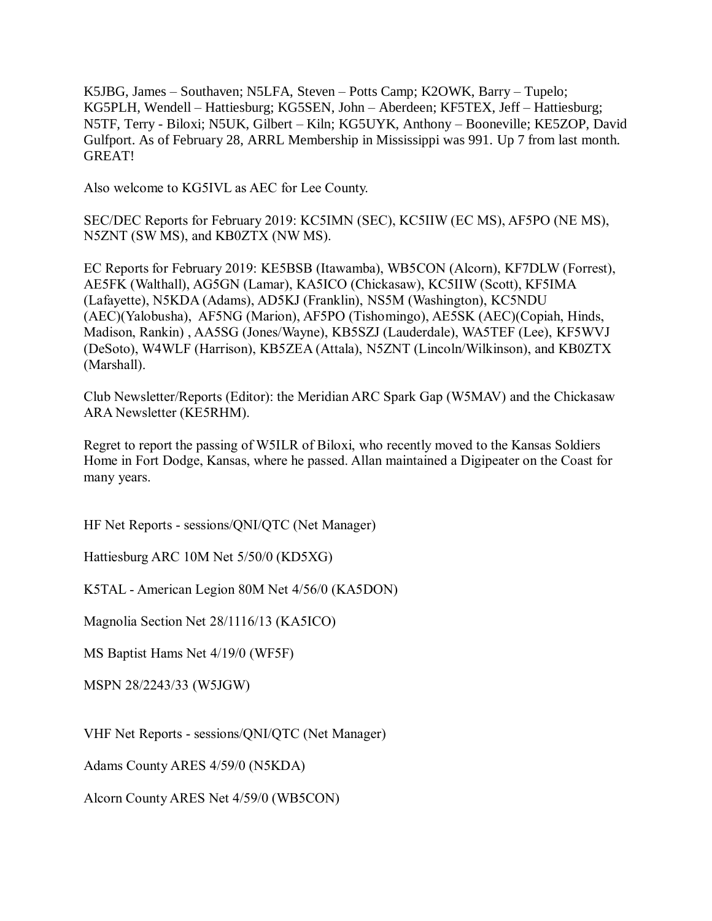K5JBG, James – Southaven; N5LFA, Steven – Potts Camp; K2OWK, Barry – Tupelo; KG5PLH, Wendell – Hattiesburg; KG5SEN, John – Aberdeen; KF5TEX, Jeff – Hattiesburg; N5TF, Terry - Biloxi; N5UK, Gilbert – Kiln; KG5UYK, Anthony – Booneville; KE5ZOP, David Gulfport. As of February 28, ARRL Membership in Mississippi was 991. Up 7 from last month. GREAT!

Also welcome to KG5IVL as AEC for Lee County.

SEC/DEC Reports for February 2019: KC5IMN (SEC), KC5IIW (EC MS), AF5PO (NE MS), N5ZNT (SW MS), and KB0ZTX (NW MS).

EC Reports for February 2019: KE5BSB (Itawamba), WB5CON (Alcorn), KF7DLW (Forrest), AE5FK (Walthall), AG5GN (Lamar), KA5ICO (Chickasaw), KC5IIW (Scott), KF5IMA (Lafayette), N5KDA (Adams), AD5KJ (Franklin), NS5M (Washington), KC5NDU (AEC)(Yalobusha), AF5NG (Marion), AF5PO (Tishomingo), AE5SK (AEC)(Copiah, Hinds, Madison, Rankin) , AA5SG (Jones/Wayne), KB5SZJ (Lauderdale), WA5TEF (Lee), KF5WVJ (DeSoto), W4WLF (Harrison), KB5ZEA (Attala), N5ZNT (Lincoln/Wilkinson), and KB0ZTX (Marshall).

Club Newsletter/Reports (Editor): the Meridian ARC Spark Gap (W5MAV) and the Chickasaw ARA Newsletter (KE5RHM).

Regret to report the passing of W5ILR of Biloxi, who recently moved to the Kansas Soldiers Home in Fort Dodge, Kansas, where he passed. Allan maintained a Digipeater on the Coast for many years.

HF Net Reports - sessions/QNI/QTC (Net Manager)

Hattiesburg ARC 10M Net 5/50/0 (KD5XG)

K5TAL - American Legion 80M Net 4/56/0 (KA5DON)

Magnolia Section Net 28/1116/13 (KA5ICO)

MS Baptist Hams Net 4/19/0 (WF5F)

MSPN 28/2243/33 (W5JGW)

VHF Net Reports - sessions/QNI/QTC (Net Manager)

Adams County ARES 4/59/0 (N5KDA)

Alcorn County ARES Net 4/59/0 (WB5CON)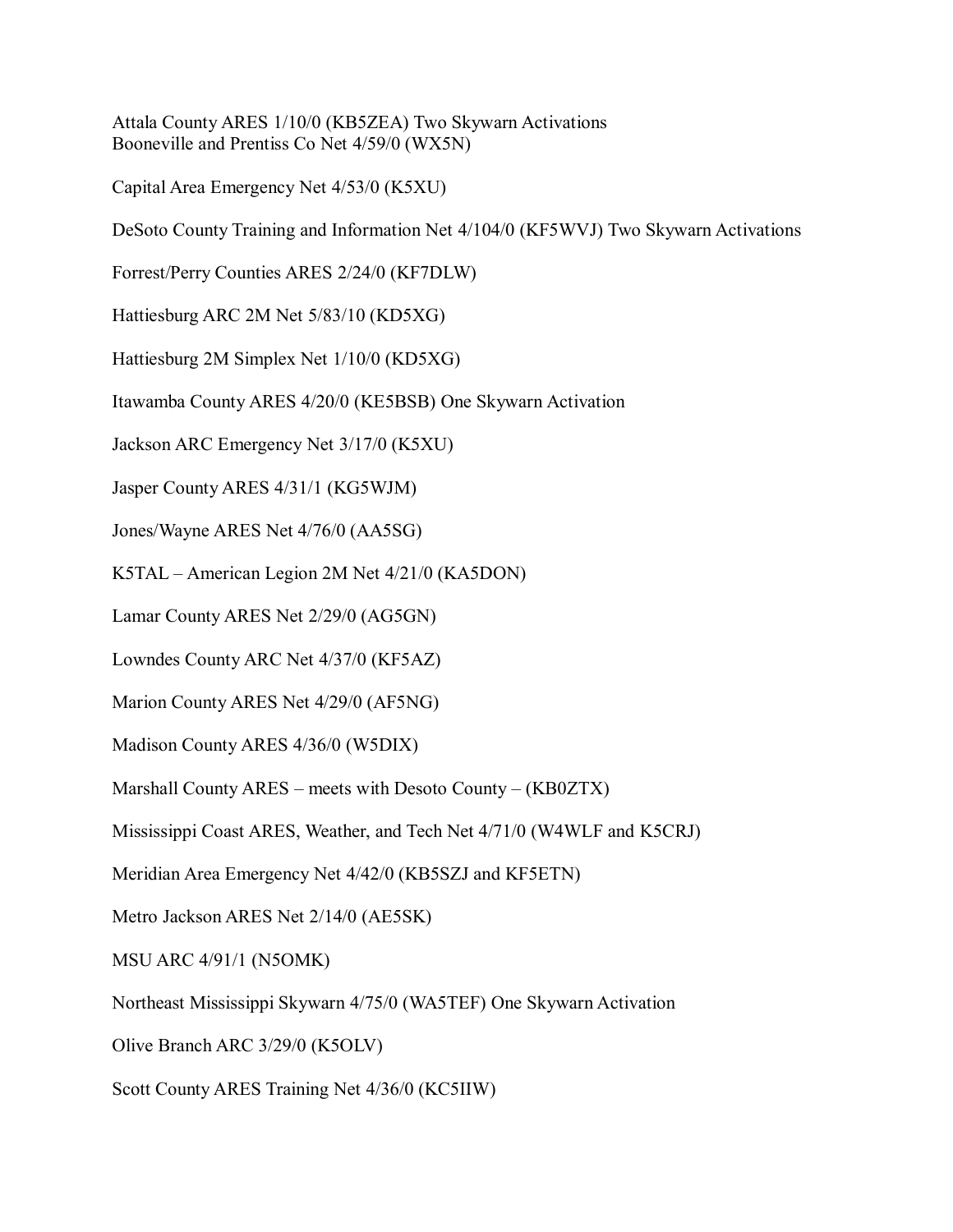Attala County ARES 1/10/0 (KB5ZEA) Two Skywarn Activations
Booneville and Prentiss Co Net 4/59/0 (WX5N)

Capital Area Emergency Net 4/53/0 (K5XU)

DeSoto County Training and Information Net 4/104/0 (KF5WVJ) Two Skywarn Activations

Forrest/Perry Counties ARES 2/24/0 (KF7DLW)

Hattiesburg ARC 2M Net 5/83/10 (KD5XG)

Hattiesburg 2M Simplex Net 1/10/0 (KD5XG)

Itawamba County ARES 4/20/0 (KE5BSB) One Skywarn Activation

Jackson ARC Emergency Net 3/17/0 (K5XU)

Jasper County ARES 4/31/1 (KG5WJM)

Jones/Wayne ARES Net 4/76/0 (AA5SG)

K5TAL – American Legion 2M Net 4/21/0 (KA5DON)

Lamar County ARES Net 2/29/0 (AG5GN)

Lowndes County ARC Net 4/37/0 (KF5AZ)

Marion County ARES Net 4/29/0 (AF5NG)

Madison County ARES 4/36/0 (W5DIX)

Marshall County ARES – meets with Desoto County – (KB0ZTX)

Mississippi Coast ARES, Weather, and Tech Net 4/71/0 (W4WLF and K5CRJ)

Meridian Area Emergency Net 4/42/0 (KB5SZJ and KF5ETN)

Metro Jackson ARES Net 2/14/0 (AE5SK)

MSU ARC 4/91/1 (N5OMK)

Northeast Mississippi Skywarn 4/75/0 (WA5TEF) One Skywarn Activation

Olive Branch ARC 3/29/0 (K5OLV)

Scott County ARES Training Net 4/36/0 (KC5IIW)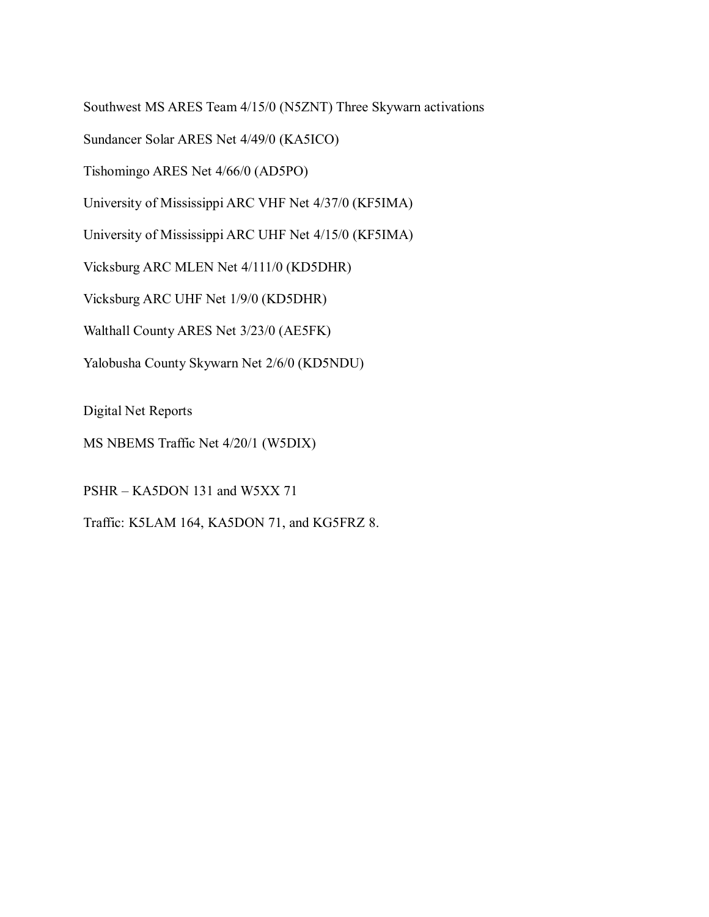Southwest MS ARES Team 4/15/0 (N5ZNT) Three Skywarn activations

Sundancer Solar ARES Net 4/49/0 (KA5ICO)

Tishomingo ARES Net 4/66/0 (AD5PO)

University of Mississippi ARC VHF Net 4/37/0 (KF5IMA)

University of Mississippi ARC UHF Net 4/15/0 (KF5IMA)

Vicksburg ARC MLEN Net 4/111/0 (KD5DHR)

Vicksburg ARC UHF Net 1/9/0 (KD5DHR)

Walthall County ARES Net 3/23/0 (AE5FK)

Yalobusha County Skywarn Net 2/6/0 (KD5NDU)

Digital Net Reports

MS NBEMS Traffic Net 4/20/1 (W5DIX)

PSHR – KA5DON 131 and W5XX 71

Traffic: K5LAM 164, KA5DON 71, and KG5FRZ 8.